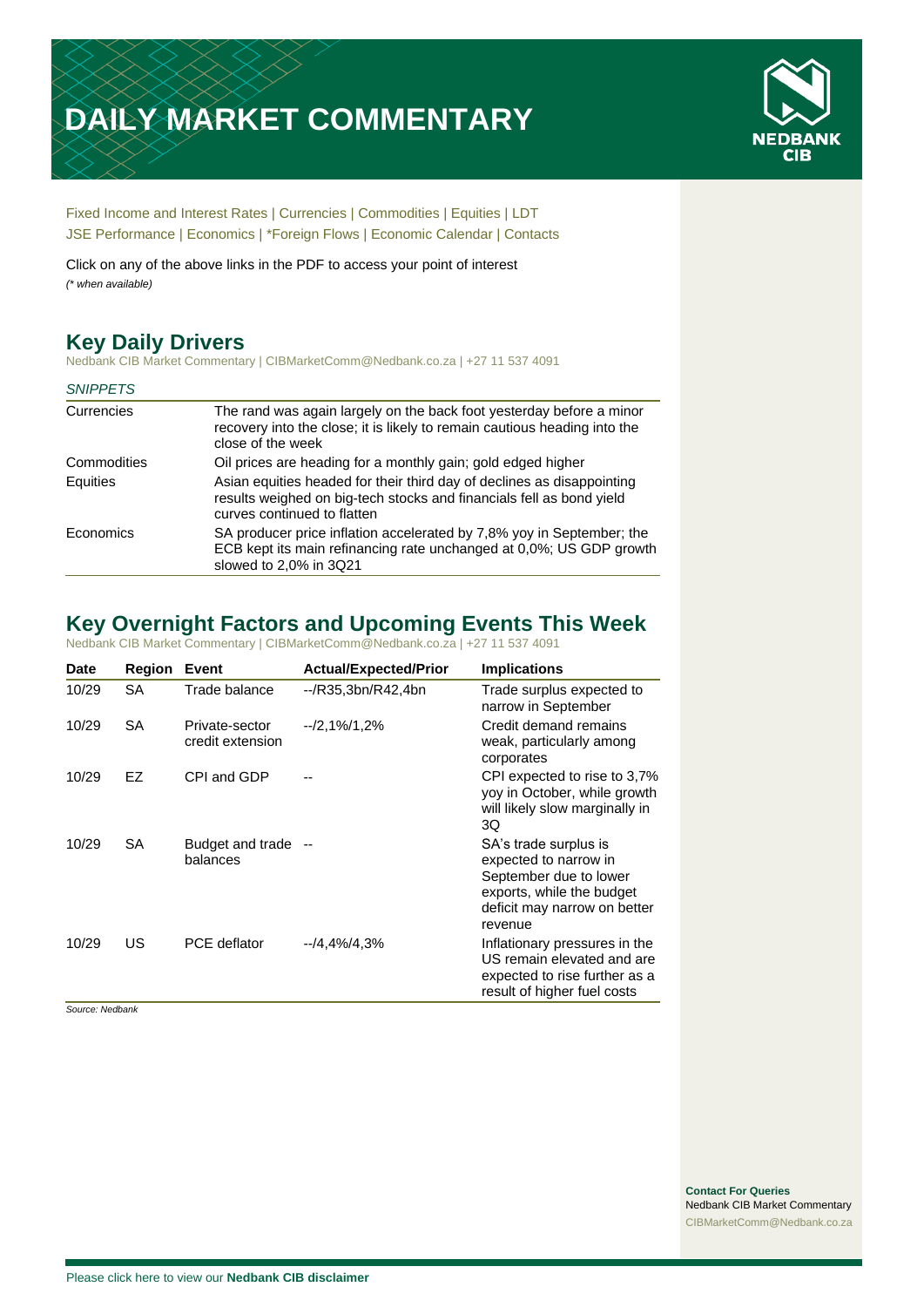# DAILY MARKET COMMENTARY

NEDBANK CIB

Fixed Income and Interest Rates | Currencies | Commodities | Equities | LDT
JSE Performance | Economics | *Foreign Flows | Economic Calendar | Contacts

Click on any of the above links in the PDF to access your point of interest
*(* when available)*

## Key Daily Drivers

Nedbank CIB Market Commentary | CIBMarketComm@Nedbank.co.za | +27 11 537 4091

*SNIPPETS*

| | |
|---|---|
| Currencies | The rand was again largely on the back foot yesterday before a minor recovery into the close; it is likely to remain cautious heading into the close of the week |
| Commodities | Oil prices are heading for a monthly gain; gold edged higher |
| Equities | Asian equities headed for their third day of declines as disappointing results weighed on big-tech stocks and financials fell as bond yield curves continued to flatten |
| Economics | SA producer price inflation accelerated by 7,8% yoy in September; the ECB kept its main refinancing rate unchanged at 0,0%; US GDP growth slowed to 2,0% in 3Q21 |

## Key Overnight Factors and Upcoming Events This Week

Nedbank CIB Market Commentary | CIBMarketComm@Nedbank.co.za | +27 11 537 4091

| Date | Region | Event | Actual/Expected/Prior | Implications |
|---|---|---|---|---|
| 10/29 | SA | Trade balance | --/R35,3bn/R42,4bn | Trade surplus expected to narrow in September |
| 10/29 | SA | Private-sector credit extension | --/2,1%/1,2% | Credit demand remains weak, particularly among corporates |
| 10/29 | EZ | CPI and GDP | -- | CPI expected to rise to 3,7% yoy in October, while growth will likely slow marginally in 3Q |
| 10/29 | SA | Budget and trade balances | -- | SA's trade surplus is expected to narrow in September due to lower exports, while the budget deficit may narrow on better revenue |
| 10/29 | US | PCE deflator | --/4,4%/4,3% | Inflationary pressures in the US remain elevated and are expected to rise further as a result of higher fuel costs |

*Source: Nedbank*

**Contact For Queries**
Nedbank CIB Market Commentary
CIBMarketComm@Nedbank.co.za

Please click here to view our **Nedbank CIB disclaimer**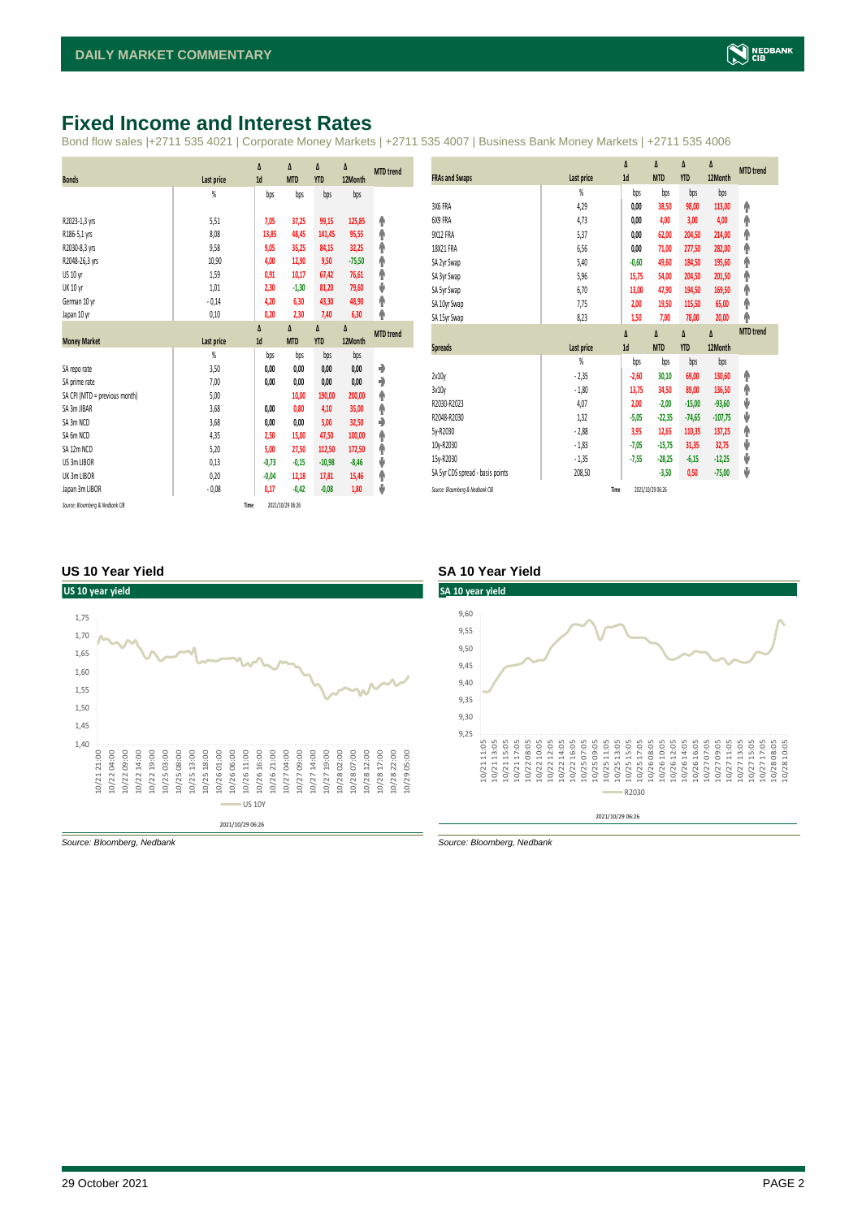# Fixed Income and Interest Rates

Bond flow sales |+2711 535 4021 | Corporate Money Markets | +2711 535 4007 | Business Bank Money Markets | +2711 535 4006

| Bonds | Last price | Δ 1d | Δ MTD | Δ YTD | Δ 12Month | MTD trend |
|---|---|---|---|---|---|---|
| | % | bps | bps | bps | bps | |
| R2023-1,3 yrs | 5,51 | 7,05 | 37,25 | 99,15 | 125,85 | ↑ |
| R186-5,1 yrs | 8,08 | 13,85 | 48,45 | 141,45 | 95,55 | ↑ |
| R2030-8,3 yrs | 9,58 | 9,05 | 35,25 | 84,15 | 32,25 | ↑ |
| R2048-26,3 yrs | 10,90 | 4,00 | 12,90 | 9,50 | -75,50 | ↑ |
| US 10 yr | 1,59 | 0,91 | 10,17 | 67,42 | 76,61 | ↑ |
| UK 10 yr | 1,01 | 2,30 | -1,30 | 81,20 | 79,60 | ↓ |
| German 10 yr | -0,14 | 4,20 | 6,30 | 43,30 | 48,90 | ↑ |
| Japan 10 yr | 0,10 | 0,20 | 2,30 | 7,40 | 6,30 | ↑ |

| Money Market | Last price | Δ 1d | Δ MTD | Δ YTD | Δ 12Month | MTD trend |
|---|---|---|---|---|---|---|
| | % | bps | bps | bps | bps | |
| SA repo rate | 3,50 | 0,00 | 0,00 | 0,00 | 0,00 | → |
| SA prime rate | 7,00 | 0,00 | 0,00 | 0,00 | 0,00 | → |
| SA CPI (MTD = previous month) | 5,00 | | 10,00 | 190,00 | 200,00 | ↑ |
| SA 3m JIBAR | 3,68 | 0,00 | 0,80 | 4,10 | 35,00 | ↑ |
| SA 3m NCD | 3,68 | 0,00 | 0,00 | 5,00 | 32,50 | → |
| SA 6m NCD | 4,35 | 2,50 | 15,00 | 47,50 | 100,00 | ↑ |
| SA 12m NCD | 5,20 | 5,00 | 27,50 | 112,50 | 172,50 | ↑ |
| US 3m LIBOR | 0,13 | -0,73 | -0,15 | -10,98 | -8,46 | ↓ |
| UK 3m LIBOR | 0,20 | -0,04 | 12,18 | 17,81 | 15,46 | ↑ |
| Japan 3m LIBOR | -0,08 | 0,17 | -0,42 | -0,08 | 1,80 | ↓ |

*Source: Bloomberg & Nedbank CIB* Time 2021/10/29 06:26

| FRAs and Swaps | Last price | Δ 1d | Δ MTD | Δ YTD | Δ 12Month | MTD trend |
|---|---|---|---|---|---|---|
| | % | bps | bps | bps | bps | |
| 3X6 FRA | 4,29 | 0,00 | 38,50 | 98,00 | 113,00 | ↑ |
| 6X9 FRA | 4,73 | 0,00 | 4,00 | 3,00 | 4,00 | ↑ |
| 9X12 FRA | 5,37 | 0,00 | 62,00 | 204,50 | 214,00 | ↑ |
| 18X21 FRA | 6,56 | 0,00 | 71,00 | 277,50 | 282,00 | ↑ |
| SA 2yr Swap | 5,40 | -0,60 | 49,60 | 184,50 | 195,60 | ↑ |
| SA 3yr Swap | 5,96 | 15,75 | 54,00 | 204,50 | 201,50 | ↑ |
| SA 5yr Swap | 6,70 | 13,00 | 47,90 | 194,50 | 169,50 | ↑ |
| SA 10yr Swap | 7,75 | 2,00 | 19,50 | 115,50 | 65,00 | ↑ |
| SA 15yr Swap | 8,23 | 1,50 | 7,00 | 78,00 | 20,00 | ↑ |

| Spreads | Last price | Δ 1d | Δ MTD | Δ YTD | Δ 12Month | MTD trend |
|---|---|---|---|---|---|---|
| | % | bps | bps | bps | bps | |
| 2v10y | -2,35 | -2,60 | 30,10 | 69,00 | 130,60 | ↑ |
| 3v10y | -1,80 | 13,75 | 34,50 | 89,00 | 136,50 | ↑ |
| R2030-R2023 | 4,07 | 2,00 | -2,00 | -15,00 | -93,60 | ↓ |
| R2048-R2030 | 1,32 | -5,05 | -22,35 | -74,65 | -107,75 | ↓ |
| 5y-R2030 | -2,88 | 3,95 | 12,65 | 110,35 | 137,25 | ↑ |
| 10y-R2030 | -1,83 | -7,05 | -15,75 | 31,35 | 32,75 | ↓ |
| 15y-R2030 | -1,35 | -7,55 | -28,25 | -6,15 | -12,25 | ↓ |
| SA 5yr CDS spread - basis points | 208,50 | | -3,50 | 0,50 | -75,00 | ↓ |

*Source: Bloomberg & Nedbank CIB* Time 2021/10/29 06:26

## US 10 Year Yield

*Source: Bloomberg, Nedbank*

## SA 10 Year Yield

*Source: Bloomberg, Nedbank*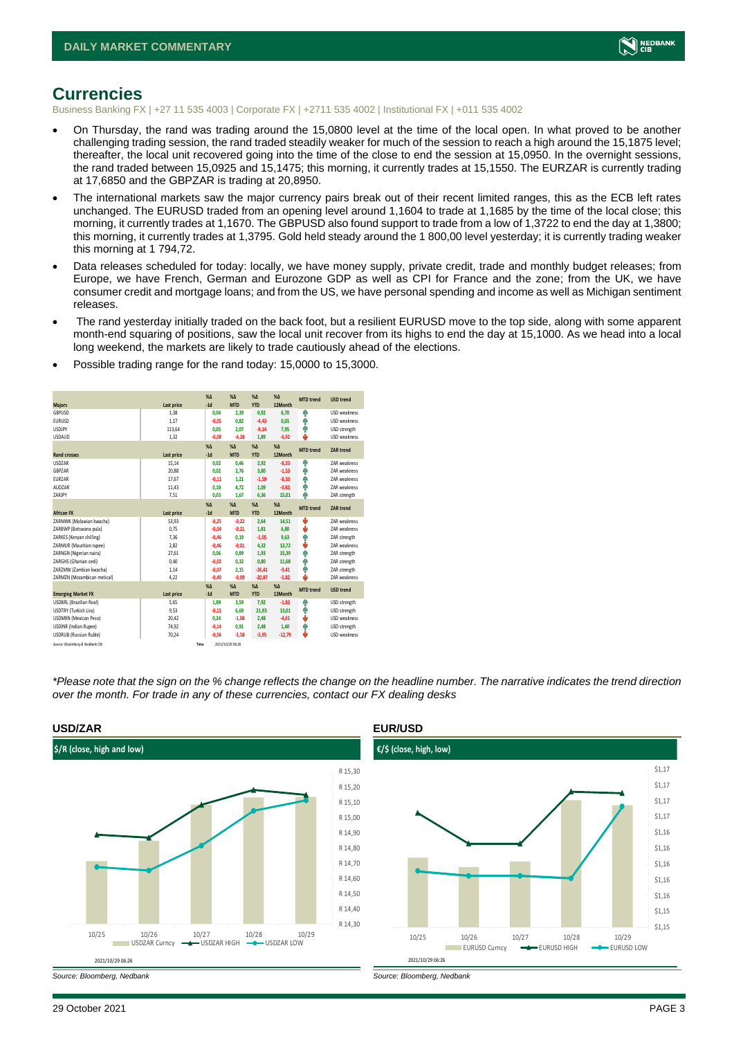## Currencies

Business Banking FX | +27 11 535 4003 | Corporate FX | +2711 535 4002 | Institutional FX | +011 535 4002

- On Thursday, the rand was trading around the 15,0800 level at the time of the local open. In what proved to be another challenging trading session, the rand traded steadily weaker for much of the session to reach a high around the 15,1875 level; thereafter, the local unit recovered going into the time of the close to end the session at 15,0950. In the overnight sessions, the rand traded between 15,0925 and 15,1475; this morning, it currently trades at 15,1550. The EURZAR is currently trading at 17,6850 and the GBPZAR is trading at 20,8950.
- The international markets saw the major currency pairs break out of their recent limited ranges, this as the ECB left rates unchanged. The EURUSD traded from an opening level around 1,1604 to trade at 1,1685 by the time of the local close; this morning, it currently trades at 1,1670. The GBPUSD also found support to trade from a low of 1,3722 to end the day at 1,3800; this morning, it currently trades at 1,3795. Gold held steady around the 1 800,00 level yesterday; it is currently trading weaker this morning at 1 794,72.
- Data releases scheduled for today: locally, we have money supply, private credit, trade and monthly budget releases; from Europe, we have French, German and Eurozone GDP as well as CPI for France and the zone; from the UK, we have consumer credit and mortgage loans; and from the US, we have personal spending and income as well as Michigan sentiment releases.
- The rand yesterday initially traded on the back foot, but a resilient EURUSD move to the top side, along with some apparent month-end squaring of positions, saw the local unit recover from its highs to end the day at 15,1000. As we head into a local long weekend, the markets are likely to trade cautiously ahead of the elections.
- Possible trading range for the rand today: 15,0000 to 15,3000.

| Majors | Last price | %Δ -1d | %Δ MTD | %Δ YTD | %Δ 12Month | MTD trend | USD trend |
|---|---|---|---|---|---|---|---|
| GBPUSD | 1,38 | 0,04 | 2,39 | 0,92 | 6,70 | ↑ | USD weakness |
| EURUSD | 1,17 | -0,05 | 0,82 | -4,43 | 0,01 | ↑ | USD weakness |
| USDJPY | 113,64 | 0,05 | 2,07 | -9,14 | 7,95 | ↑ | USD strength |
| USDAUD | 1,32 | -0,08 | -4,28 | 1,89 | -6,92 | ↓ | USD weakness |
| **Rand crosses** | **Last price** | **%Δ -1d** | **%Δ MTD** | **%Δ YTD** | **%Δ 12Month** | **MTD trend** | **ZAR trend** |
| USDZAR | 15,14 | 0,02 | 0,46 | 2,92 | -8,33 | ↑ | ZAR weakness |
| GBPZAR | 20,88 | 0,02 | 2,76 | 3,80 | -1,53 | ↑ | ZAR weakness |
| EURZAR | 17,67 | -0,11 | 1,21 | -1,59 | -8,33 | ↑ | ZAR weakness |
| AUDZAR | 11,43 | 0,10 | 4,72 | 1,09 | -0,83 | ↑ | ZAR weakness |
| ZARJPY | 7,51 | 0,03 | 1,67 | 6,36 | 15,01 | ↑ | ZAR strength |
| **African FX** | **Last price** | **%Δ -1d** | **%Δ MTD** | **%Δ YTD** | **%Δ 12Month** | **MTD trend** | **ZAR trend** |
| ZARMWK (Malawian kwacha) | 53,93 | -0,25 | -0,22 | 2,64 | 14,51 | ↓ | ZAR weakness |
| ZARBWP (Botswana pula) | 0,75 | -0,04 | -0,21 | 1,81 | 6,80 | ↓ | ZAR weakness |
| ZARKES (Kenyan shilling) | 7,36 | -0,46 | 0,19 | -1,05 | 9,63 | ↑ | ZAR strength |
| ZARMUR (Mauritian rupee) | 2,82 | -0,46 | -0,01 | 4,32 | 13,72 | ↓ | ZAR weakness |
| ZARNGN (Nigerian naira) | 27,61 | 0,06 | 0,89 | 1,93 | 15,39 | ↑ | ZAR strength |
| ZARGHS (Ghanian cedi) | 0,40 | -0,02 | 0,32 | 0,80 | 11,68 | ↑ | ZAR strength |
| ZARZMW (Zambian kwacha) | 1,14 | -0,07 | 2,15 | -26,41 | -9,41 | ↑ | ZAR strength |
| ZARMZN (Mozambican metical) | 4,22 | -0,40 | -0,09 | -20,87 | -5,82 | ↓ | ZAR weakness |
| **Emerging Market FX** | **Last price** | **%Δ -1d** | **%Δ MTD** | **%Δ YTD** | **%Δ 12Month** | **MTD trend** | **USD trend** |
| USDBRL (Brazilian Real) | 5,65 | 1,89 | 3,59 | 7,92 | -1,83 | ↑ | USD strength |
| USDTRY (Turkish Lira) | 9,53 | -0,15 | 6,69 | 21,93 | 13,01 | ↑ | USD strength |
| USDMXN (Mexican Peso) | 20,42 | 0,24 | -1,08 | 2,48 | -4,61 | ↓ | USD weakness |
| USDINR (Indian Rupee) | 74,92 | -0,14 | 0,91 | 2,48 | 1,40 | ↑ | USD strength |
| USDRUB (Russian Ruble) | 70,24 | -0,56 | -3,58 | -5,95 | -12,79 | ↓ | USD weakness |

Source: Bloomberg & Nedbank CIB | Time 2021/10/29 06:26

*\*Please note that the sign on the % change reflects the change on the headline number. The narrative indicates the trend direction over the month. For trade in any of these currencies, contact our FX dealing desks*

### USD/ZAR

$/R (close, high and low)

2021/10/29 06:26

Source: Bloomberg, Nedbank

### EUR/USD

€/$ (close, high, low)

2021/10/29 06:26

Source: Bloomberg, Nedbank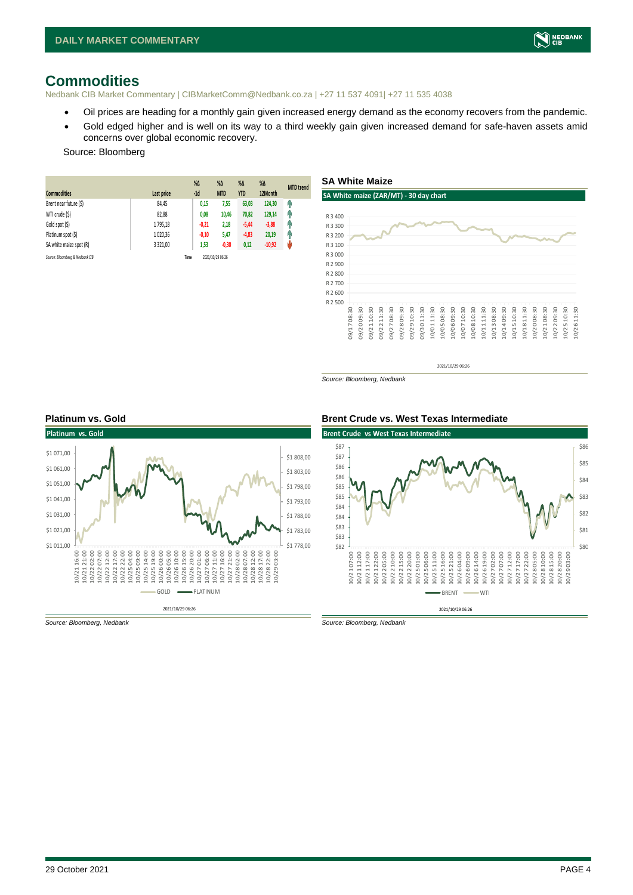# Commodities

Nedbank CIB Market Commentary | CIBMarketComm@Nedbank.co.za | +27 11 537 4091| +27 11 535 4038

- Oil prices are heading for a monthly gain given increased energy demand as the economy recovers from the pandemic.
- Gold edged higher and is well on its way to a third weekly gain given increased demand for safe-haven assets amid concerns over global economic recovery.

Source: Bloomberg

| Commodities | Last price | %Δ -1d | %Δ MTD | %Δ YTD | %Δ 12Month | MTD trend |
|---|---|---|---|---|---|---|
| Brent near future ($) | 84,45 | 0,15 | 7,55 | 63,03 | 124,30 | ↑ |
| WTI crude ($) | 82,88 | 0,08 | 10,46 | 70,82 | 129,14 | ↑ |
| Gold spot ($) | 1 795,18 | -0,21 | 2,18 | -5,44 | -3,88 | ↑ |
| Platinum spot ($) | 1 020,36 | -0,10 | 5,47 | -4,83 | 20,19 | ↑ |
| SA white maize spot (R) | 3 321,00 | 1,53 | -0,30 | 0,12 | -10,92 | ↓ |

Source: Bloomberg & Nedbank CIB    Time 2021/10/29 06:26

### SA White Maize

SA White maize (ZAR/MT) - 30 day chart

2021/10/29 06:26

Source: Bloomberg, Nedbank

### Platinum vs. Gold

Platinum vs. Gold

2021/10/29 06:26

Source: Bloomberg, Nedbank

### Brent Crude vs. West Texas Intermediate

Brent Crude vs West Texas Intermediate

2021/10/29 06:26

Source: Bloomberg, Nedbank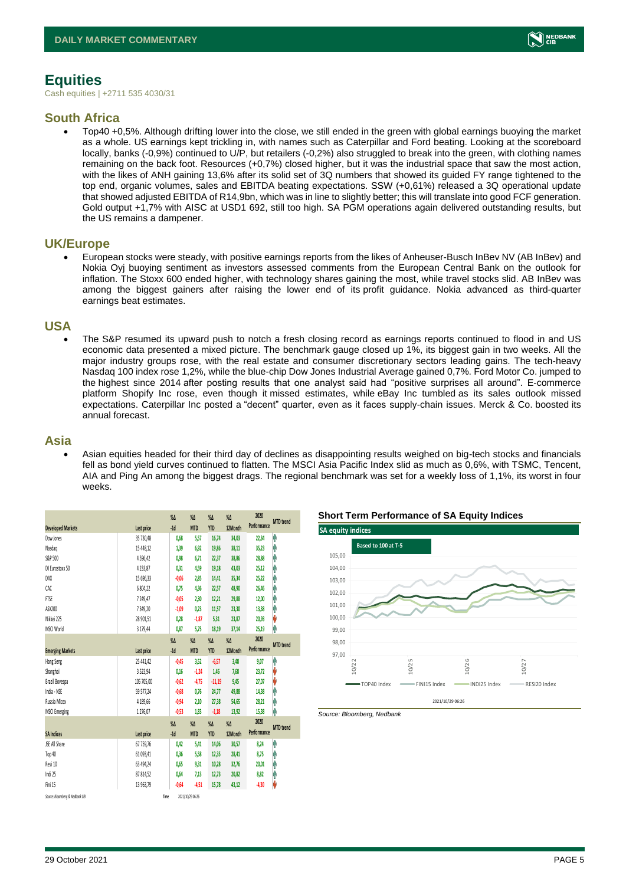# Equities

Cash equities | +2711 535 4030/31

## South Africa

- Top40 +0,5%. Although drifting lower into the close, we still ended in the green with global earnings buoying the market as a whole. US earnings kept trickling in, with names such as Caterpillar and Ford beating. Looking at the scoreboard locally, banks (-0,9%) continued to U/P, but retailers (-0,2%) also struggled to break into the green, with clothing names remaining on the back foot. Resources (+0,7%) closed higher, but it was the industrial space that saw the most action, with the likes of ANH gaining 13,6% after its solid set of 3Q numbers that showed its guided FY range tightened to the top end, organic volumes, sales and EBITDA beating expectations. SSW (+0,61%) released a 3Q operational update that showed adjusted EBITDA of R14,9bn, which was in line to slightly better; this will translate into good FCF generation. Gold output +1,7% with AISC at USD1 692, still too high. SA PGM operations again delivered outstanding results, but the US remains a dampener.

## UK/Europe

- European stocks were steady, with positive earnings reports from the likes of Anheuser-Busch InBev NV (AB InBev) and Nokia Oyj buoying sentiment as investors assessed comments from the European Central Bank on the outlook for inflation. The Stoxx 600 ended higher, with technology shares gaining the most, while travel stocks slid. AB InBev was among the biggest gainers after raising the lower end of its profit guidance. Nokia advanced as third-quarter earnings beat estimates.

## USA

- The S&P resumed its upward push to notch a fresh closing record as earnings reports continued to flood in and US economic data presented a mixed picture. The benchmark gauge closed up 1%, its biggest gain in two weeks. All the major industry groups rose, with the real estate and consumer discretionary sectors leading gains. The tech-heavy Nasdaq 100 index rose 1,2%, while the blue-chip Dow Jones Industrial Average gained 0,7%. Ford Motor Co. jumped to the highest since 2014 after posting results that one analyst said had "positive surprises all around". E-commerce platform Shopify Inc rose, even though it missed estimates, while eBay Inc tumbled as its sales outlook missed expectations. Caterpillar Inc posted a "decent" quarter, even as it faces supply-chain issues. Merck & Co. boosted its annual forecast.

## Asia

- Asian equities headed for their third day of declines as disappointing results weighed on big-tech stocks and financials fell as bond yield curves continued to flatten. The MSCI Asia Pacific Index slid as much as 0,6%, with TSMC, Tencent, AIA and Ping An among the biggest drags. The regional benchmark was set for a weekly loss of 1,1%, its worst in four weeks.

| Developed Markets | Last price | %Δ -1d | %Δ MTD | %Δ YTD | %Δ 12Month | 2020 Performance | MTD trend |
|---|---|---|---|---|---|---|---|
| Dow Jones | 35 730,48 | 0,68 | 5,57 | 16,74 | 34,03 | 22,34 | ↑ |
| Nasdaq | 15 448,12 | 1,39 | 6,92 | 19,86 | 38,11 | 35,23 | ↑ |
| S&P 500 | 4 596,42 | 0,98 | 6,71 | 22,37 | 38,86 | 28,88 | ↑ |
| DJ Eurostoxx 50 | 4 233,87 | 0,31 | 4,59 | 19,18 | 43,03 | 25,12 | ↑ |
| DAX | 15 696,33 | -0,06 | 2,85 | 14,41 | 35,34 | 25,22 | ↑ |
| CAC | 6 804,22 | 0,75 | 4,36 | 22,57 | 48,90 | 26,46 | ↑ |
| FTSE | 7 249,47 | -0,05 | 2,30 | 12,21 | 29,88 | 12,00 | ↑ |
| ASX200 | 7 349,20 | -1,09 | 0,23 | 11,57 | 23,30 | 13,38 | ↑ |
| Nikkei 225 | 28 901,51 | 0,28 | -1,87 | 5,31 | 23,87 | 20,93 | ↓ |
| MSCI World | 3 179,44 | 0,87 | 5,75 | 18,19 | 37,14 | 25,19 | ↑ |
| **Emerging Markets** | **Last price** | **%Δ -1d** | **%Δ MTD** | **%Δ YTD** | **%Δ 12Month** | **2020 Performance** | **MTD trend** |
| Hang Seng | 25 441,42 | -0,45 | 3,52 | -6,57 | 3,48 | 9,07 | ↑ |
| Shanghai | 3 523,94 | 0,16 | -1,24 | 1,46 | 7,68 | 23,72 | ↓ |
| Brazil Bovespa | 105 705,00 | -0,62 | -4,75 | -11,19 | 9,45 | 27,07 | ↓ |
| India - NSE | 59 577,24 | -0,68 | 0,76 | 24,77 | 49,88 | 14,38 | ↑ |
| Russia Micex | 4 189,66 | -0,94 | 2,10 | 27,38 | 54,65 | 28,21 | ↑ |
| MSCI Emerging | 1 276,07 | -0,53 | 1,83 | -1,18 | 13,92 | 15,38 | ↑ |
| **SA Indices** | **Last price** | **%Δ -1d** | **%Δ MTD** | **%Δ YTD** | **%Δ 12Month** | **2020 Performance** | **MTD trend** |
| JSE All Share | 67 759,76 | 0,42 | 5,41 | 14,06 | 30,57 | 8,24 | ↑ |
| Top 40 | 61 093,41 | 0,36 | 5,58 | 12,35 | 28,41 | 8,75 | ↑ |
| Resi 10 | 63 494,24 | 0,65 | 9,31 | 10,28 | 32,76 | 20,01 | ↑ |
| Indi 25 | 87 814,52 | 0,64 | 7,13 | 12,73 | 20,82 | 8,82 | ↑ |
| Fini 15 | 13 963,79 | -0,64 | -4,51 | 15,78 | 43,12 | -4,30 | ↓ |

Source: Bloomberg & Nedbank CIB    Time 2021/10/29 06:26

### Short Term Performance of SA Equity Indices

Source: Bloomberg, Nedbank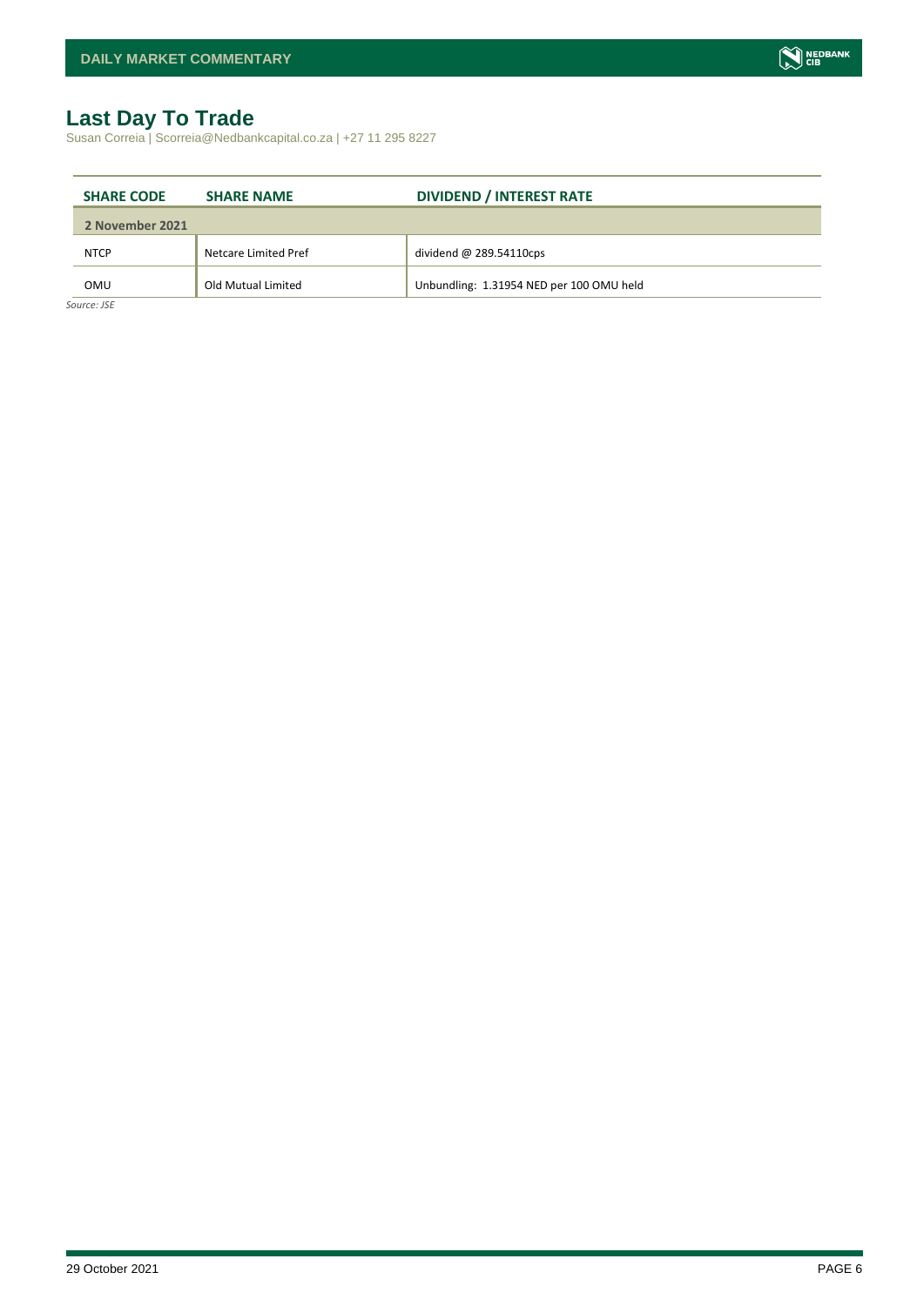## Last Day To Trade

Susan Correia | Scorreia@Nedbankcapital.co.za | +27 11 295 8227

| SHARE CODE | SHARE NAME | DIVIDEND / INTEREST RATE |
|---|---|---|
| **2 November 2021** | | |
| NTCP | Netcare Limited Pref | dividend @ 289.54110cps |
| OMU | Old Mutual Limited | Unbundling: 1.31954 NED per 100 OMU held |

*Source: JSE*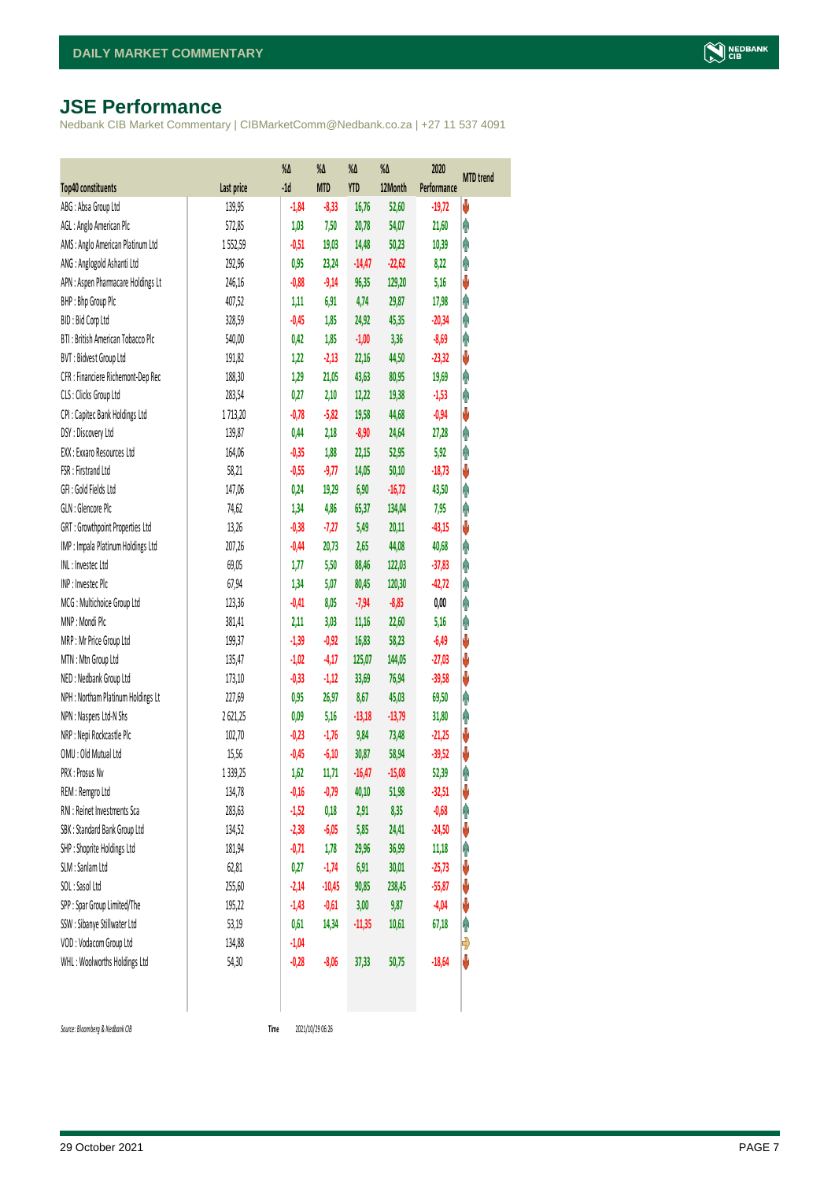# JSE Performance

Nedbank CIB Market Commentary | CIBMarketComm@Nedbank.co.za | +27 11 537 4091

| Top40 constituents | Last price | %Δ -1d | %Δ MTD | %Δ YTD | %Δ 12Month | 2020 Performance | MTD trend |
|---|---|---|---|---|---|---|---|
| ABG : Absa Group Ltd | 139,95 | -1,84 | -8,33 | 16,76 | 52,60 | -19,72 | ⬇ |
| AGL : Anglo American Plc | 572,85 | 1,03 | 7,50 | 20,78 | 54,07 | 21,60 | ⬆ |
| AMS : Anglo American Platinum Ltd | 1 552,59 | -0,51 | 19,03 | 14,48 | 50,23 | 10,39 | ⬆ |
| ANG : Anglogold Ashanti Ltd | 292,96 | 0,95 | 23,24 | -14,47 | -22,62 | 8,22 | ⬆ |
| APN : Aspen Pharmacare Holdings Lt | 246,16 | -0,88 | -9,14 | 96,35 | 129,20 | 5,16 | ⬇ |
| BHP : Bhp Group Plc | 407,52 | 1,11 | 6,91 | 4,74 | 29,87 | 17,98 | ⬆ |
| BID : Bid Corp Ltd | 328,59 | -0,45 | 1,85 | 24,92 | 45,35 | -20,34 | ⬆ |
| BTI : British American Tobacco Plc | 540,00 | 0,42 | 1,85 | -1,00 | 3,36 | -8,69 | ⬆ |
| BVT : Bidvest Group Ltd | 191,82 | 1,22 | -2,13 | 22,16 | 44,50 | -23,32 | ⬇ |
| CFR : Financiere Richemont-Dep Rec | 188,30 | 1,29 | 21,05 | 43,63 | 80,95 | 19,69 | ⬆ |
| CLS : Clicks Group Ltd | 283,54 | 0,27 | 2,10 | 12,22 | 19,38 | -1,53 | ⬆ |
| CPI : Capitec Bank Holdings Ltd | 1 713,20 | -0,78 | -5,82 | 19,58 | 44,68 | -0,94 | ⬇ |
| DSY : Discovery Ltd | 139,87 | 0,44 | 2,18 | -8,90 | 24,64 | 27,28 | ⬆ |
| EXX : Exxaro Resources Ltd | 164,06 | -0,35 | 1,88 | 22,15 | 52,95 | 5,92 | ⬆ |
| FSR : Firstrand Ltd | 58,21 | -0,55 | -9,77 | 14,05 | 50,10 | -18,73 | ⬇ |
| GFI : Gold Fields Ltd | 147,06 | 0,24 | 19,29 | 6,90 | -16,72 | 43,50 | ⬆ |
| GLN : Glencore Plc | 74,62 | 1,34 | 4,86 | 65,37 | 134,04 | 7,95 | ⬆ |
| GRT : Growthpoint Properties Ltd | 13,26 | -0,38 | -7,27 | 5,49 | 20,11 | -43,15 | ⬇ |
| IMP : Impala Platinum Holdings Ltd | 207,26 | -0,44 | 20,73 | 2,65 | 44,08 | 40,68 | ⬆ |
| INL : Investec Ltd | 69,05 | 1,77 | 5,50 | 88,46 | 122,03 | -37,83 | ⬆ |
| INP : Investec Plc | 67,94 | 1,34 | 5,07 | 80,45 | 120,30 | -42,72 | ⬆ |
| MCG : Multichoice Group Ltd | 123,36 | -0,41 | 8,05 | -7,94 | -8,85 | 0,00 | ⬆ |
| MNP : Mondi Plc | 381,41 | 2,11 | 3,03 | 11,16 | 22,60 | 5,16 | ⬆ |
| MRP : Mr Price Group Ltd | 199,37 | -1,39 | -0,92 | 16,83 | 58,23 | -6,49 | ⬇ |
| MTN : Mtn Group Ltd | 135,47 | -1,02 | -4,17 | 125,07 | 144,05 | -27,03 | ⬇ |
| NED : Nedbank Group Ltd | 173,10 | -0,33 | -1,12 | 33,69 | 76,94 | -39,58 | ⬇ |
| NPH : Northam Platinum Holdings Lt | 227,69 | 0,95 | 26,97 | 8,67 | 45,03 | 69,50 | ⬆ |
| NPN : Naspers Ltd-N Shs | 2 621,25 | 0,09 | 5,16 | -13,18 | -13,79 | 31,80 | ⬆ |
| NRP : Nepi Rockcastle Plc | 102,70 | -0,23 | -1,76 | 9,84 | 73,48 | -21,25 | ⬇ |
| OMU : Old Mutual Ltd | 15,56 | -0,45 | -6,10 | 30,87 | 58,94 | -39,52 | ⬇ |
| PRX : Prosus Nv | 1 339,25 | 1,62 | 11,71 | -16,47 | -15,08 | 52,39 | ⬆ |
| REM : Remgro Ltd | 134,78 | -0,16 | -0,79 | 40,10 | 51,98 | -32,51 | ⬇ |
| RNI : Reinet Investments Sca | 283,63 | -1,52 | 0,18 | 2,91 | 8,35 | -0,68 | ⬆ |
| SBK : Standard Bank Group Ltd | 134,52 | -2,38 | -6,05 | 5,85 | 24,41 | -24,50 | ⬇ |
| SHP : Shoprite Holdings Ltd | 181,94 | -0,71 | 1,78 | 29,96 | 36,99 | 11,18 | ⬆ |
| SLM : Sanlam Ltd | 62,81 | 0,27 | -1,74 | 6,91 | 30,01 | -25,73 | ⬇ |
| SOL : Sasol Ltd | 255,60 | -2,14 | -10,45 | 90,85 | 238,45 | -55,87 | ⬇ |
| SPP : Spar Group Limited/The | 195,22 | -1,43 | -0,61 | 3,00 | 9,87 | -4,04 | ⬇ |
| SSW : Sibanye Stillwater Ltd | 53,19 | 0,61 | 14,34 | -11,35 | 10,61 | 67,18 | ⬆ |
| VOD : Vodacom Group Ltd | 134,88 | -1,04 | | | | | ➡ |
| WHL : Woolworths Holdings Ltd | 54,30 | -0,28 | -8,06 | 37,33 | 50,75 | -18,64 | ⬇ |

Source: Bloomberg & Nedbank CIB Time 2021/10/29 06:26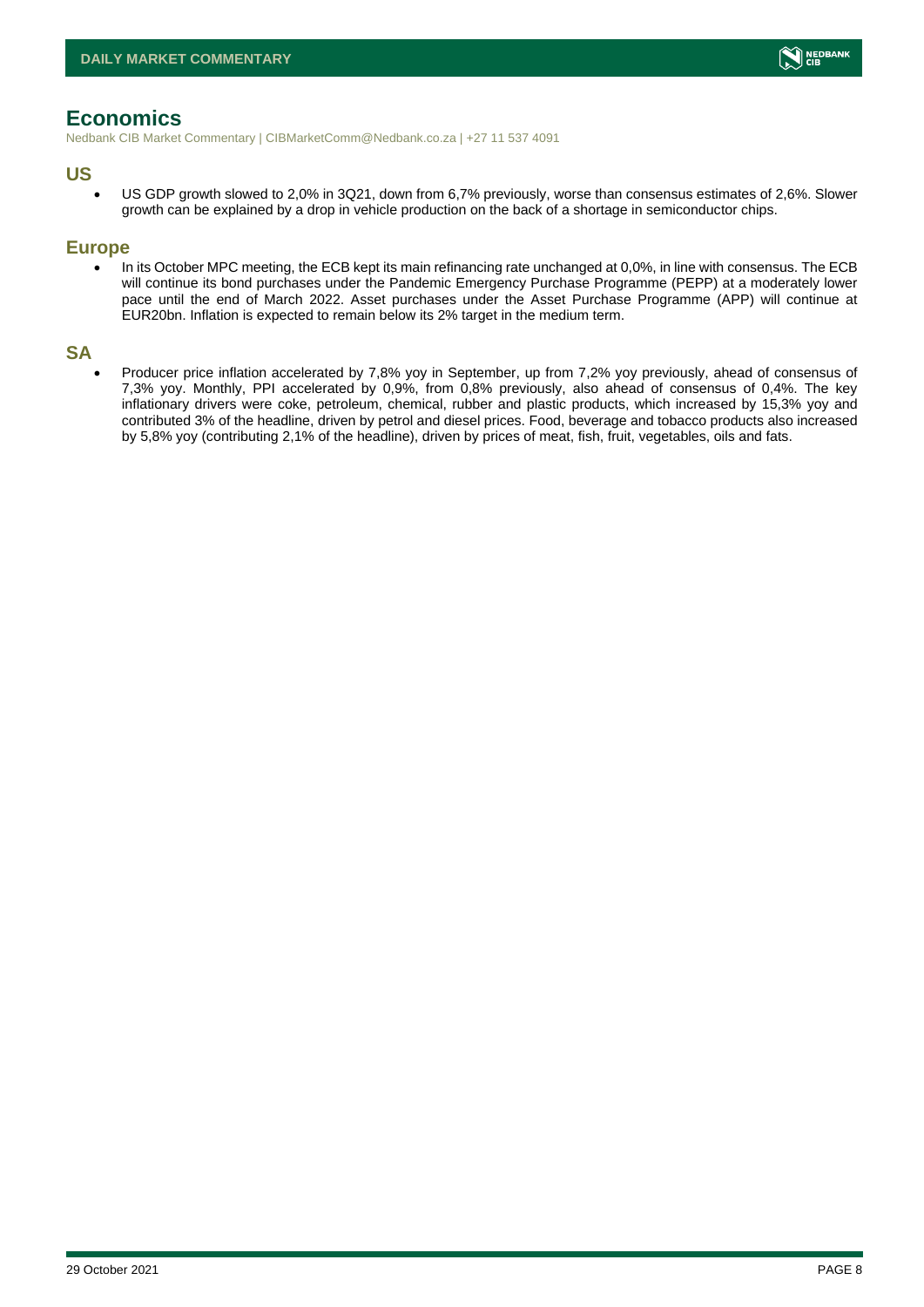# Economics

Nedbank CIB Market Commentary | CIBMarketComm@Nedbank.co.za | +27 11 537 4091

## US

- US GDP growth slowed to 2,0% in 3Q21, down from 6,7% previously, worse than consensus estimates of 2,6%. Slower growth can be explained by a drop in vehicle production on the back of a shortage in semiconductor chips.

## Europe

- In its October MPC meeting, the ECB kept its main refinancing rate unchanged at 0,0%, in line with consensus. The ECB will continue its bond purchases under the Pandemic Emergency Purchase Programme (PEPP) at a moderately lower pace until the end of March 2022. Asset purchases under the Asset Purchase Programme (APP) will continue at EUR20bn. Inflation is expected to remain below its 2% target in the medium term.

## SA

- Producer price inflation accelerated by 7,8% yoy in September, up from 7,2% yoy previously, ahead of consensus of 7,3% yoy. Monthly, PPI accelerated by 0,9%, from 0,8% previously, also ahead of consensus of 0,4%. The key inflationary drivers were coke, petroleum, chemical, rubber and plastic products, which increased by 15,3% yoy and contributed 3% of the headline, driven by petrol and diesel prices. Food, beverage and tobacco products also increased by 5,8% yoy (contributing 2,1% of the headline), driven by prices of meat, fish, fruit, vegetables, oils and fats.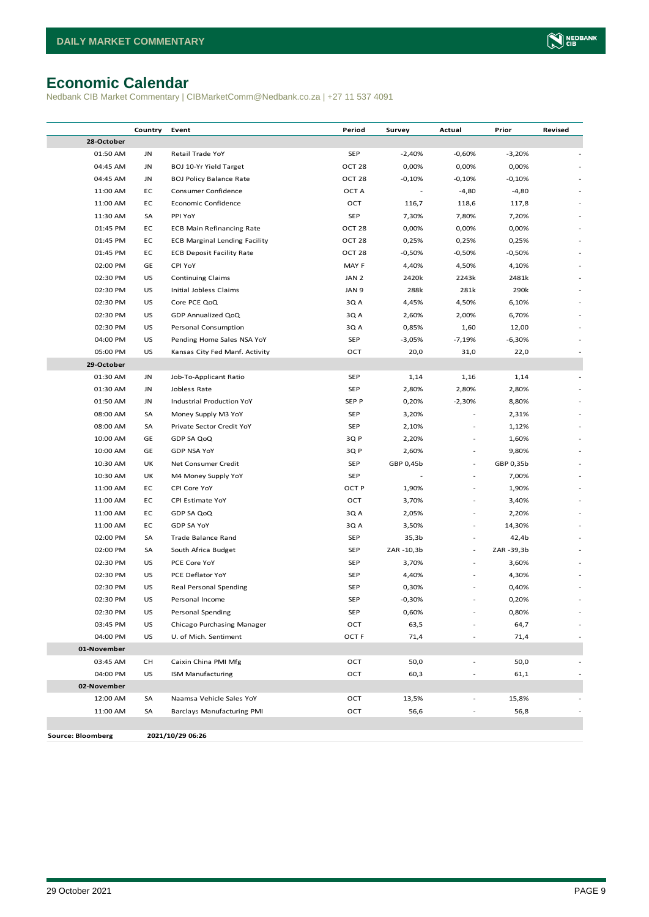# Economic Calendar

Nedbank CIB Market Commentary | CIBMarketComm@Nedbank.co.za | +27 11 537 4091

| | Country | Event | Period | Survey | Actual | Prior | Revised |
|---|---|---|---|---|---|---|---|
| **28-October** | | | | | | | |
| 01:50 AM | JN | Retail Trade YoY | SEP | -2,40% | -0,60% | -3,20% | - |
| 04:45 AM | JN | BOJ 10-Yr Yield Target | OCT 28 | 0,00% | 0,00% | 0,00% | - |
| 04:45 AM | JN | BOJ Policy Balance Rate | OCT 28 | -0,10% | -0,10% | -0,10% | - |
| 11:00 AM | EC | Consumer Confidence | OCT A | - | -4,80 | -4,80 | - |
| 11:00 AM | EC | Economic Confidence | OCT | 116,7 | 118,6 | 117,8 | - |
| 11:30 AM | SA | PPI YoY | SEP | 7,30% | 7,80% | 7,20% | - |
| 01:45 PM | EC | ECB Main Refinancing Rate | OCT 28 | 0,00% | 0,00% | 0,00% | - |
| 01:45 PM | EC | ECB Marginal Lending Facility | OCT 28 | 0,25% | 0,25% | 0,25% | - |
| 01:45 PM | EC | ECB Deposit Facility Rate | OCT 28 | -0,50% | -0,50% | -0,50% | - |
| 02:00 PM | GE | CPI YoY | MAY F | 4,40% | 4,50% | 4,10% | - |
| 02:30 PM | US | Continuing Claims | JAN 2 | 2420k | 2243k | 2481k | - |
| 02:30 PM | US | Initial Jobless Claims | JAN 9 | 288k | 281k | 290k | - |
| 02:30 PM | US | Core PCE QoQ | 3Q A | 4,45% | 4,50% | 6,10% | - |
| 02:30 PM | US | GDP Annualized QoQ | 3Q A | 2,60% | 2,00% | 6,70% | - |
| 02:30 PM | US | Personal Consumption | 3Q A | 0,85% | 1,60 | 12,00 | - |
| 04:00 PM | US | Pending Home Sales NSA YoY | SEP | -3,05% | -7,19% | -6,30% | - |
| 05:00 PM | US | Kansas City Fed Manf. Activity | OCT | 20,0 | 31,0 | 22,0 | - |
| **29-October** | | | | | | | |
| 01:30 AM | JN | Job-To-Applicant Ratio | SEP | 1,14 | 1,16 | 1,14 | - |
| 01:30 AM | JN | Jobless Rate | SEP | 2,80% | 2,80% | 2,80% | - |
| 01:50 AM | JN | Industrial Production YoY | SEP P | 0,20% | -2,30% | 8,80% | - |
| 08:00 AM | SA | Money Supply M3 YoY | SEP | 3,20% | - | 2,31% | - |
| 08:00 AM | SA | Private Sector Credit YoY | SEP | 2,10% | - | 1,12% | - |
| 10:00 AM | GE | GDP SA QoQ | 3Q P | 2,20% | - | 1,60% | - |
| 10:00 AM | GE | GDP NSA YoY | 3Q P | 2,60% | - | 9,80% | - |
| 10:30 AM | UK | Net Consumer Credit | SEP | GBP 0,45b | - | GBP 0,35b | - |
| 10:30 AM | UK | M4 Money Supply YoY | SEP | - | - | 7,00% | - |
| 11:00 AM | EC | CPI Core YoY | OCT P | 1,90% | - | 1,90% | - |
| 11:00 AM | EC | CPI Estimate YoY | OCT | 3,70% | - | 3,40% | - |
| 11:00 AM | EC | GDP SA QoQ | 3Q A | 2,05% | - | 2,20% | - |
| 11:00 AM | EC | GDP SA YoY | 3Q A | 3,50% | - | 14,30% | - |
| 02:00 PM | SA | Trade Balance Rand | SEP | 35,3b | - | 42,4b | - |
| 02:00 PM | SA | South Africa Budget | SEP | ZAR -10,3b | - | ZAR -39,3b | - |
| 02:30 PM | US | PCE Core YoY | SEP | 3,70% | - | 3,60% | - |
| 02:30 PM | US | PCE Deflator YoY | SEP | 4,40% | - | 4,30% | - |
| 02:30 PM | US | Real Personal Spending | SEP | 0,30% | - | 0,40% | - |
| 02:30 PM | US | Personal Income | SEP | -0,30% | - | 0,20% | - |
| 02:30 PM | US | Personal Spending | SEP | 0,60% | - | 0,80% | - |
| 03:45 PM | US | Chicago Purchasing Manager | OCT | 63,5 | - | 64,7 | - |
| 04:00 PM | US | U. of Mich. Sentiment | OCT F | 71,4 | - | 71,4 | - |
| **01-November** | | | | | | | |
| 03:45 AM | CH | Caixin China PMI Mfg | OCT | 50,0 | - | 50,0 | - |
| 04:00 PM | US | ISM Manufacturing | OCT | 60,3 | - | 61,1 | - |
| **02-November** | | | | | | | |
| 12:00 AM | SA | Naamsa Vehicle Sales YoY | OCT | 13,5% | - | 15,8% | - |
| 11:00 AM | SA | Barclays Manufacturing PMI | OCT | 56,6 | - | 56,8 | - |

**Source: Bloomberg** **2021/10/29 06:26**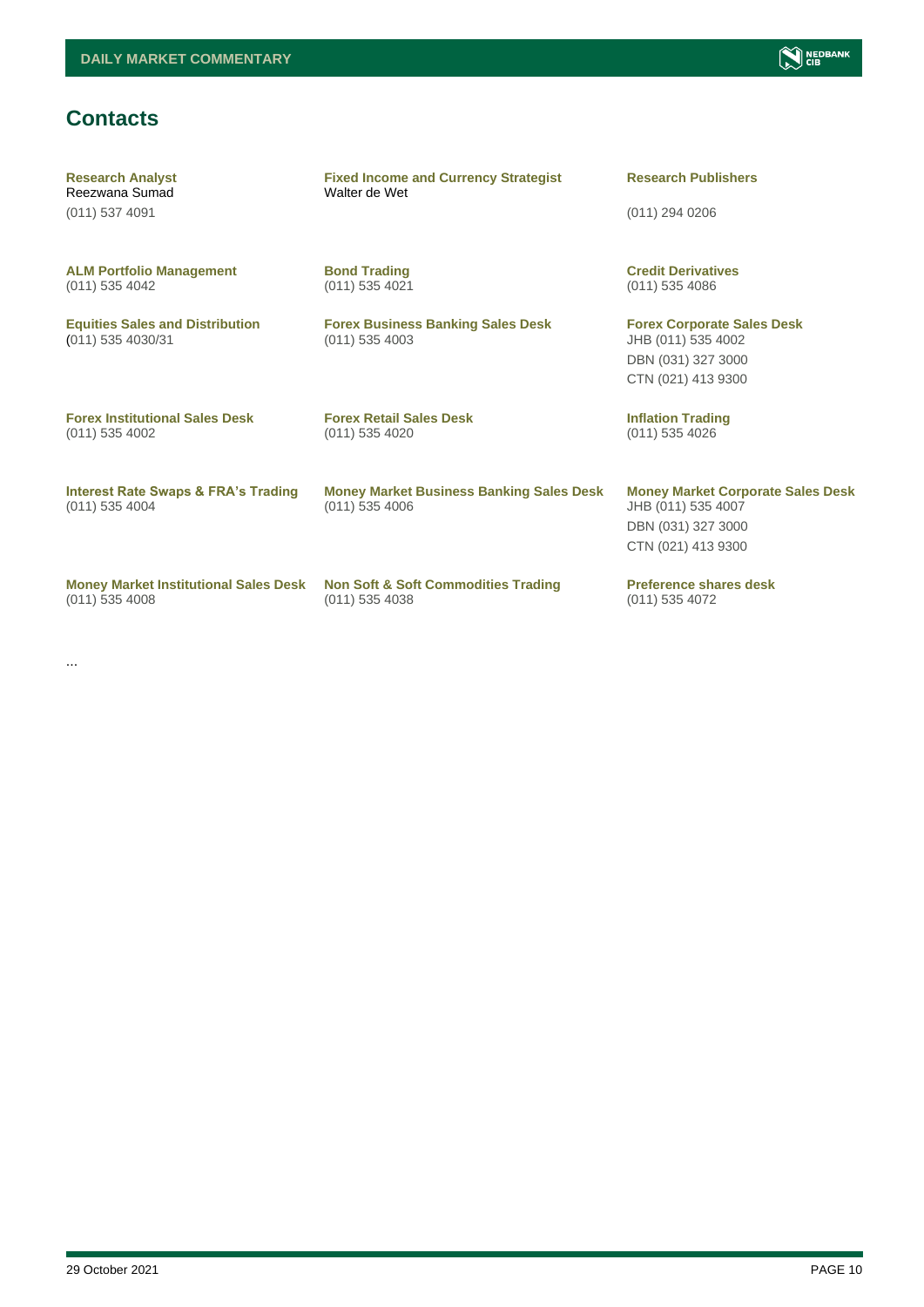## Contacts

**Research Analyst**
Reezwana Sumad
(011) 537 4091

**Fixed Income and Currency Strategist**
Walter de Wet

**Research Publishers**
(011) 294 0206

**ALM Portfolio Management**
(011) 535 4042

**Bond Trading**
(011) 535 4021

**Credit Derivatives**
(011) 535 4086

**Equities Sales and Distribution**
(011) 535 4030/31

**Forex Business Banking Sales Desk**
(011) 535 4003

**Forex Corporate Sales Desk**
JHB (011) 535 4002
DBN (031) 327 3000
CTN (021) 413 9300

**Forex Institutional Sales Desk**
(011) 535 4002

**Forex Retail Sales Desk**
(011) 535 4020

**Inflation Trading**
(011) 535 4026

**Interest Rate Swaps & FRA's Trading**
(011) 535 4004

**Money Market Business Banking Sales Desk**
(011) 535 4006

**Money Market Corporate Sales Desk**
JHB (011) 535 4007
DBN (031) 327 3000
CTN (021) 413 9300

**Money Market Institutional Sales Desk**
(011) 535 4008

**Non Soft & Soft Commodities Trading**
(011) 535 4038

**Preference shares desk**
(011) 535 4072

...